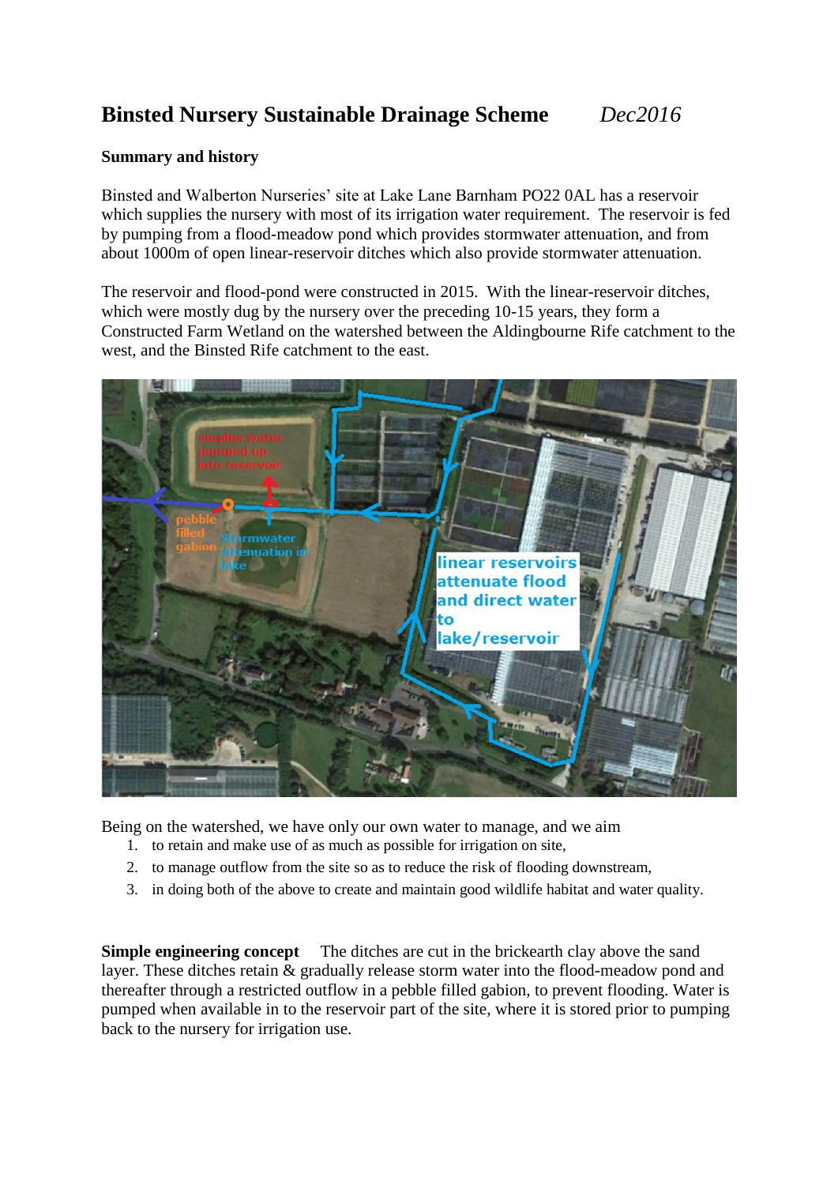# Binsted Nursery Sustainable Drainage Scheme *Dec2016*

**Summary and history**

Binsted and Walberton Nurseries' site at Lake Lane Barnham PO22 0AL has a reservoir which supplies the nursery with most of its irrigation water requirement. The reservoir is fed by pumping from a flood-meadow pond which provides stormwater attenuation, and from about 1000m of open linear-reservoir ditches which also provide stormwater attenuation.

The reservoir and flood-pond were constructed in 2015. With the linear-reservoir ditches, which were mostly dug by the nursery over the preceding 10-15 years, they form a Constructed Farm Wetland on the watershed between the Aldingbourne Rife catchment to the west, and the Binsted Rife catchment to the east.

Being on the watershed, we have only our own water to manage, and we aim

1. to retain and make use of as much as possible for irrigation on site,
2. to manage outflow from the site so as to reduce the risk of flooding downstream,
3. in doing both of the above to create and maintain good wildlife habitat and water quality.

**Simple engineering concept** The ditches are cut in the brickearth clay above the sand layer. These ditches retain & gradually release storm water into the flood-meadow pond and thereafter through a restricted outflow in a pebble filled gabion, to prevent flooding. Water is pumped when available in to the reservoir part of the site, where it is stored prior to pumping back to the nursery for irrigation use.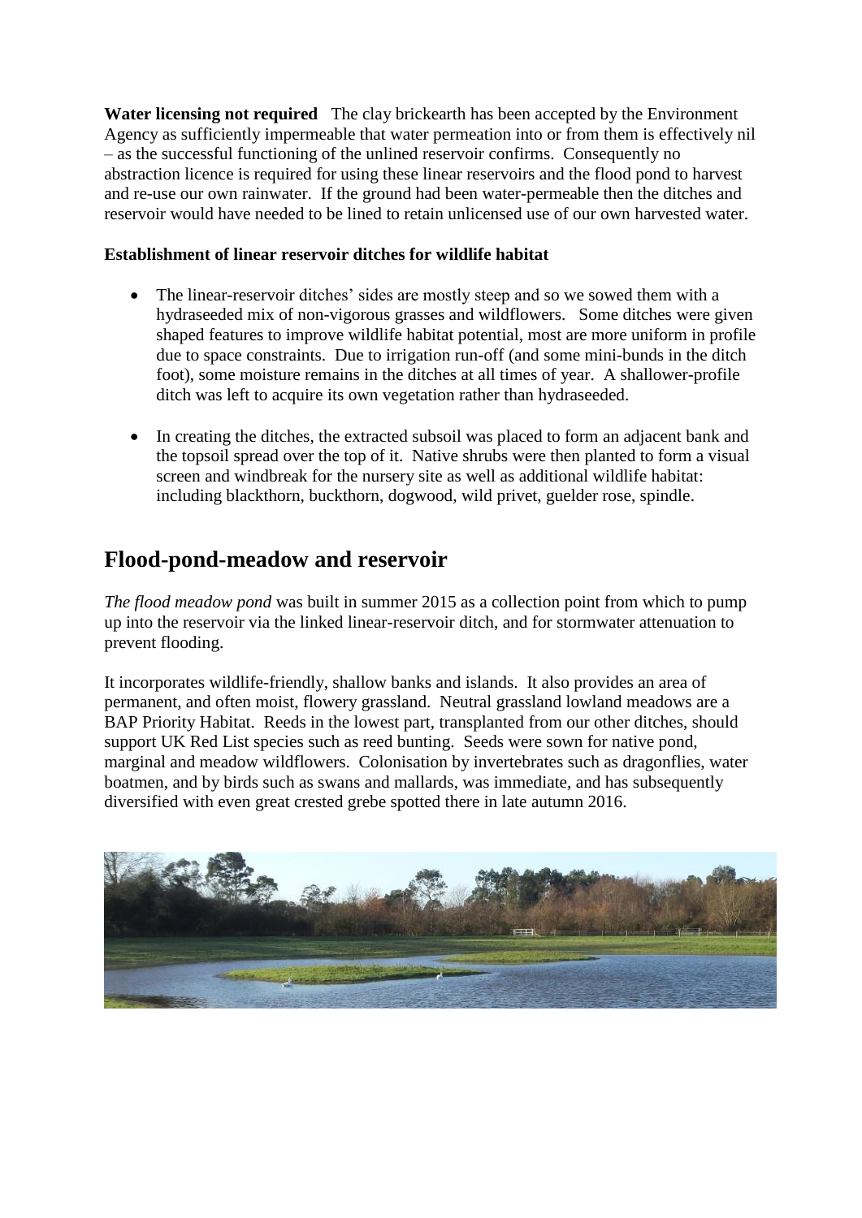**Water licensing not required** The clay brickearth has been accepted by the Environment Agency as sufficiently impermeable that water permeation into or from them is effectively nil – as the successful functioning of the unlined reservoir confirms. Consequently no abstraction licence is required for using these linear reservoirs and the flood pond to harvest and re-use our own rainwater. If the ground had been water-permeable then the ditches and reservoir would have needed to be lined to retain unlicensed use of our own harvested water.

**Establishment of linear reservoir ditches for wildlife habitat**

- The linear-reservoir ditches' sides are mostly steep and so we sowed them with a hydraseeded mix of non-vigorous grasses and wildflowers. Some ditches were given shaped features to improve wildlife habitat potential, most are more uniform in profile due to space constraints. Due to irrigation run-off (and some mini-bunds in the ditch foot), some moisture remains in the ditches at all times of year. A shallower-profile ditch was left to acquire its own vegetation rather than hydraseeded.

- In creating the ditches, the extracted subsoil was placed to form an adjacent bank and the topsoil spread over the top of it. Native shrubs were then planted to form a visual screen and windbreak for the nursery site as well as additional wildlife habitat: including blackthorn, buckthorn, dogwood, wild privet, guelder rose, spindle.

## Flood-pond-meadow and reservoir

*The flood meadow pond* was built in summer 2015 as a collection point from which to pump up into the reservoir via the linked linear-reservoir ditch, and for stormwater attenuation to prevent flooding.

It incorporates wildlife-friendly, shallow banks and islands. It also provides an area of permanent, and often moist, flowery grassland. Neutral grassland lowland meadows are a BAP Priority Habitat. Reeds in the lowest part, transplanted from our other ditches, should support UK Red List species such as reed bunting. Seeds were sown for native pond, marginal and meadow wildflowers. Colonisation by invertebrates such as dragonflies, water boatmen, and by birds such as swans and mallards, was immediate, and has subsequently diversified with even great crested grebe spotted there in late autumn 2016.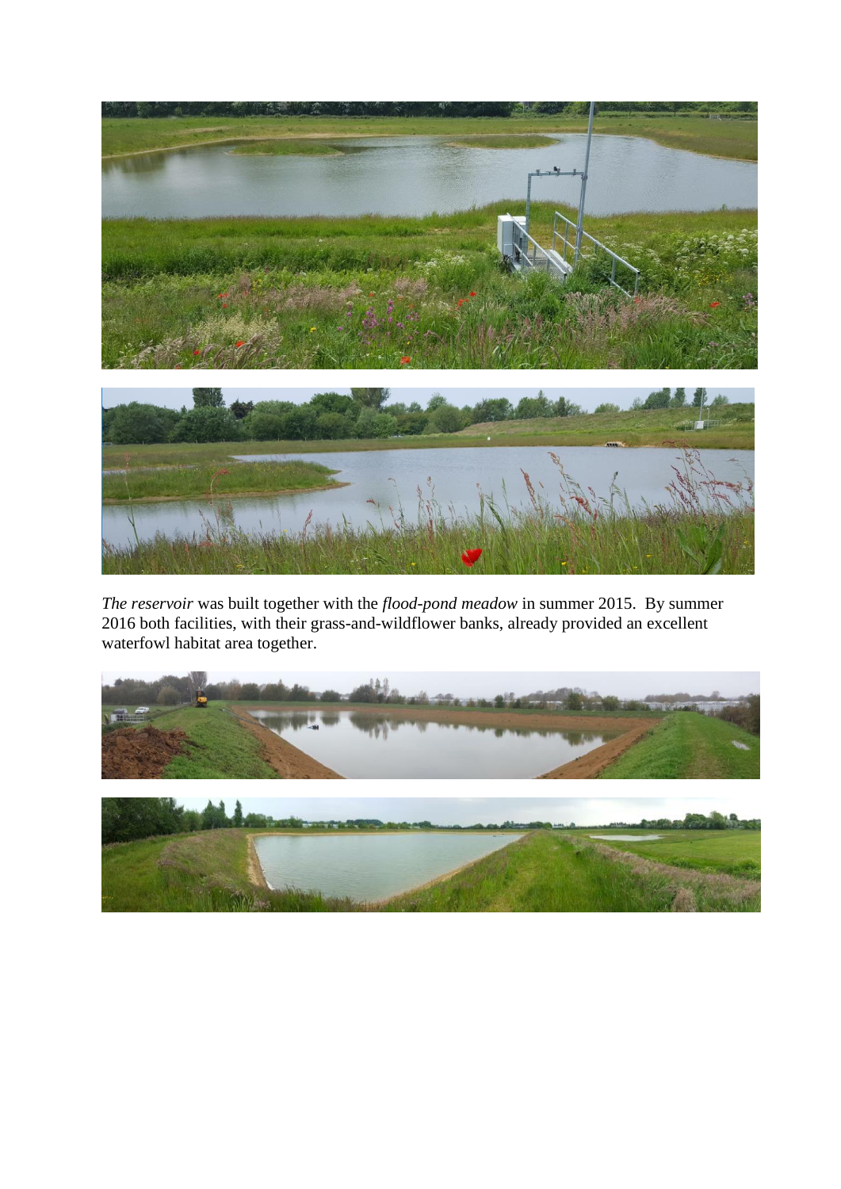*The reservoir* was built together with the *flood-pond meadow* in summer 2015. By summer 2016 both facilities, with their grass-and-wildflower banks, already provided an excellent waterfowl habitat area together.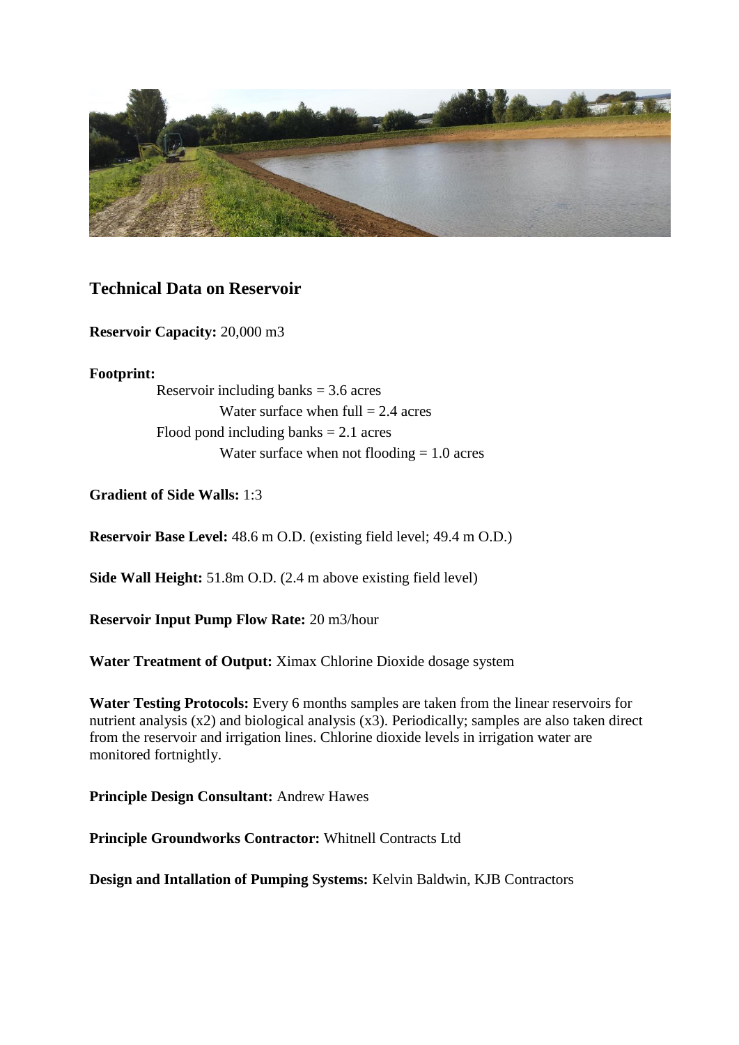## Technical Data on Reservoir

**Reservoir Capacity:** 20,000 m3

**Footprint:**

Reservoir including banks = 3.6 acres

Water surface when full = 2.4 acres

Flood pond including banks = 2.1 acres

Water surface when not flooding = 1.0 acres

**Gradient of Side Walls:** 1:3

**Reservoir Base Level:** 48.6 m O.D. (existing field level; 49.4 m O.D.)

**Side Wall Height:** 51.8m O.D. (2.4 m above existing field level)

**Reservoir Input Pump Flow Rate:** 20 m3/hour

**Water Treatment of Output:** Ximax Chlorine Dioxide dosage system

**Water Testing Protocols:** Every 6 months samples are taken from the linear reservoirs for nutrient analysis (x2) and biological analysis (x3). Periodically; samples are also taken direct from the reservoir and irrigation lines. Chlorine dioxide levels in irrigation water are monitored fortnightly.

**Principle Design Consultant:** Andrew Hawes

**Principle Groundworks Contractor:** Whitnell Contracts Ltd

**Design and Intallation of Pumping Systems:** Kelvin Baldwin, KJB Contractors